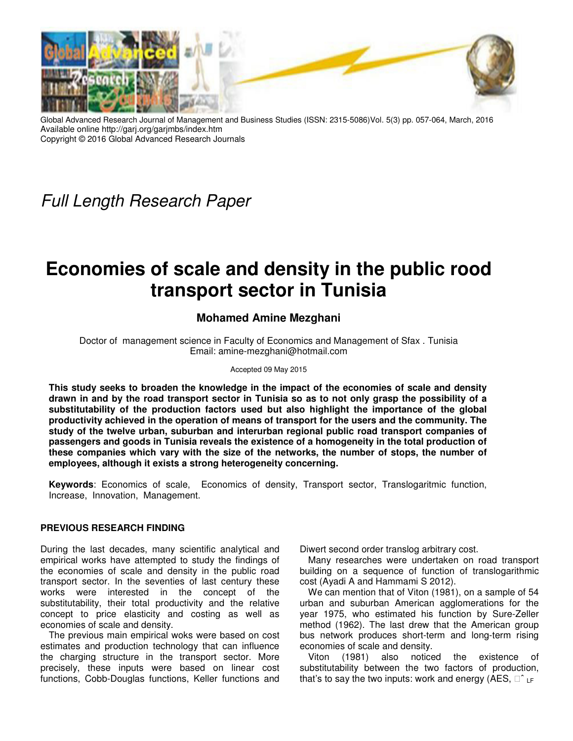Global Advanced Research Journal of Management and Business Studies (ISSN: 2315-5086)Vol. 5(3) pp. 057-064, March, 2016
Available online http://garj.org/garjmbs/index.htm
Copyright © 2016 Global Advanced Research Journals

*Full Length Research Paper*

# Economies of scale and density in the public rood transport sector in Tunisia

### Mohamed Amine Mezghani

Doctor of management science in Faculty of Economics and Management of Sfax . Tunisia
Email: amine-mezghani@hotmail.com

Accepted 09 May 2015

**This study seeks to broaden the knowledge in the impact of the economies of scale and density drawn in and by the road transport sector in Tunisia so as to not only grasp the possibility of a substitutability of the production factors used but also highlight the importance of the global productivity achieved in the operation of means of transport for the users and the community. The study of the twelve urban, suburban and interurban regional public road transport companies of passengers and goods in Tunisia reveals the existence of a homogeneity in the total production of these companies which vary with the size of the networks, the number of stops, the number of employees, although it exists a strong heterogeneity concerning.**

**Keywords**: Economics of scale, Economics of density, Transport sector, Translogaritmic function, Increase, Innovation, Management.

## PREVIOUS RESEARCH FINDING

During the last decades, many scientific analytical and empirical works have attempted to study the findings of the economies of scale and density in the public road transport sector. In the seventies of last century these works were interested in the concept of the substitutability, their total productivity and the relative concept to price elasticity and costing as well as economies of scale and density.

The previous main empirical woks were based on cost estimates and production technology that can influence the charging structure in the transport sector. More precisely, these inputs were based on linear cost functions, Cobb-Douglas functions, Keller functions and Diwert second order translog arbitrary cost.

Many researches were undertaken on road transport building on a sequence of function of translogarithmic cost (Ayadi A and Hammami S 2012).

We can mention that of Viton (1981), on a sample of 54 urban and suburban American agglomerations for the year 1975, who estimated his function by Sure-Zeller method (1962). The last drew that the American group bus network produces short-term and long-term rising economies of scale and density.

Viton (1981) also noticed the existence of substitutability between the two factors of production, that's to say the two inputs: work and energy (AES, $\hat{\sigma}_{LF}$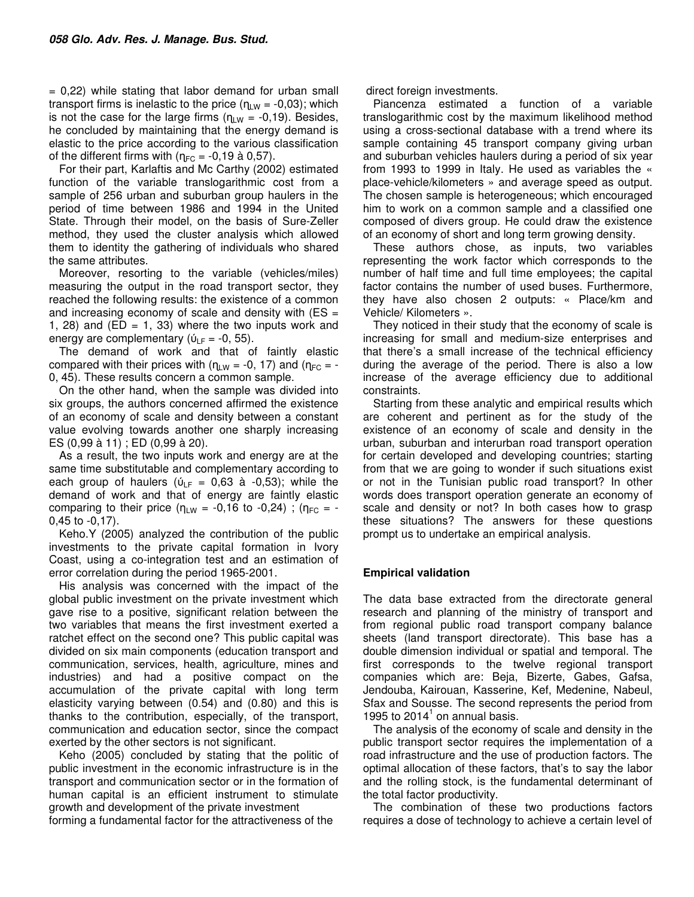= 0,22) while stating that labor demand for urban small transport firms is inelastic to the price ($\eta_{LW}$ = -0,03); which is not the case for the large firms ($\eta_{LW}$ = -0,19). Besides, he concluded by maintaining that the energy demand is elastic to the price according to the various classification of the different firms with ($\eta_{FC}$ = -0,19 à 0,57).

For their part, Karlaftis and Mc Carthy (2002) estimated function of the variable translogarithmic cost from a sample of 256 urban and suburban group haulers in the period of time between 1986 and 1994 in the United State. Through their model, on the basis of Sure-Zeller method, they used the cluster analysis which allowed them to identity the gathering of individuals who shared the same attributes.

Moreover, resorting to the variable (vehicles/miles) measuring the output in the road transport sector, they reached the following results: the existence of a common and increasing economy of scale and density with (ES = 1, 28) and (ED = 1, 33) where the two inputs work and energy are complementary ($\acute{\upsilon}_{LF}$ = -0, 55).

The demand of work and that of faintly elastic compared with their prices with ($\eta_{LW}$ = -0, 17) and ($\eta_{FC}$ = -0, 45). These results concern a common sample.

On the other hand, when the sample was divided into six groups, the authors concerned affirmed the existence of an economy of scale and density between a constant value evolving towards another one sharply increasing ES (0,99 à 11) ; ED (0,99 à 20).

As a result, the two inputs work and energy are at the same time substitutable and complementary according to each group of haulers ($\acute{\upsilon}_{LF}$ = 0,63 à -0,53); while the demand of work and that of energy are faintly elastic comparing to their price ($\eta_{LW}$ = -0,16 to -0,24) ; ($\eta_{FC}$ = -0,45 to -0,17).

Keho.Y (2005) analyzed the contribution of the public investments to the private capital formation in Ivory Coast, using a co-integration test and an estimation of error correlation during the period 1965-2001.

His analysis was concerned with the impact of the global public investment on the private investment which gave rise to a positive, significant relation between the two variables that means the first investment exerted a ratchet effect on the second one? This public capital was divided on six main components (education transport and communication, services, health, agriculture, mines and industries) and had a positive compact on the accumulation of the private capital with long term elasticity varying between (0.54) and (0.80) and this is thanks to the contribution, especially, of the transport, communication and education sector, since the compact exerted by the other sectors is not significant.

Keho (2005) concluded by stating that the politic of public investment in the economic infrastructure is in the transport and communication sector or in the formation of human capital is an efficient instrument to stimulate growth and development of the private investment forming a fundamental factor for the attractiveness of the direct foreign investments.

Piancenza estimated a function of a variable translogarithmic cost by the maximum likelihood method using a cross-sectional database with a trend where its sample containing 45 transport company giving urban and suburban vehicles haulers during a period of six year from 1993 to 1999 in Italy. He used as variables the « place-vehicle/kilometers » and average speed as output. The chosen sample is heterogeneous; which encouraged him to work on a common sample and a classified one composed of divers group. He could draw the existence of an economy of short and long term growing density.

These authors chose, as inputs, two variables representing the work factor which corresponds to the number of half time and full time employees; the capital factor contains the number of used buses. Furthermore, they have also chosen 2 outputs: « Place/km and Vehicle/ Kilometers ».

They noticed in their study that the economy of scale is increasing for small and medium-size enterprises and that there's a small increase of the technical efficiency during the average of the period. There is also a low increase of the average efficiency due to additional constraints.

Starting from these analytic and empirical results which are coherent and pertinent as for the study of the existence of an economy of scale and density in the urban, suburban and interurban road transport operation for certain developed and developing countries; starting from that we are going to wonder if such situations exist or not in the Tunisian public road transport? In other words does transport operation generate an economy of scale and density or not? In both cases how to grasp these situations? The answers for these questions prompt us to undertake an empirical analysis.

## Empirical validation

The data base extracted from the directorate general research and planning of the ministry of transport and from regional public road transport company balance sheets (land transport directorate). This base has a double dimension individual or spatial and temporal. The first corresponds to the twelve regional transport companies which are: Beja, Bizerte, Gabes, Gafsa, Jendouba, Kairouan, Kasserine, Kef, Medenine, Nabeul, Sfax and Sousse. The second represents the period from 1995 to 2014[1] on annual basis.

The analysis of the economy of scale and density in the public transport sector requires the implementation of a road infrastructure and the use of production factors. The optimal allocation of these factors, that's to say the labor and the rolling stock, is the fundamental determinant of the total factor productivity.

The combination of these two productions factors requires a dose of technology to achieve a certain level of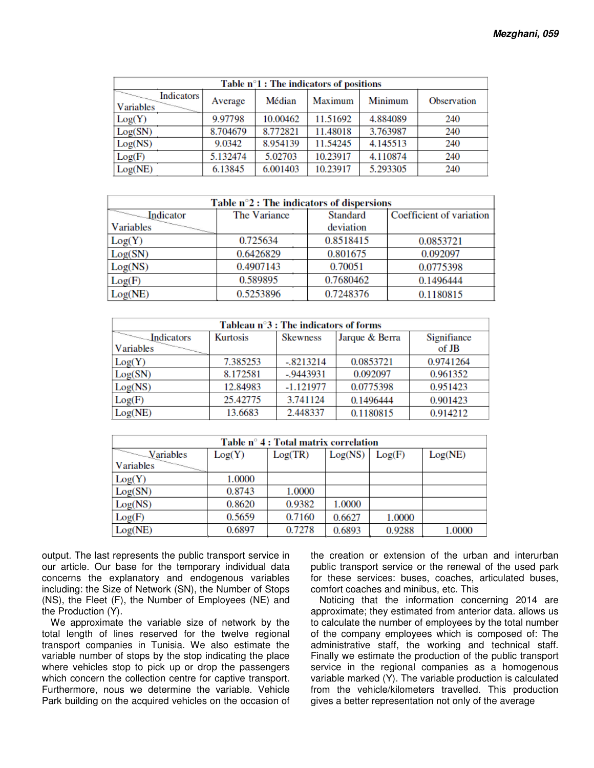| Table n°1 : The indicators of positions | | | | | |
|---|---|---|---|---|---|
| Indicators / Variables | Average | Médian | Maximum | Minimum | Observation |
| Log(Y) | 9.97798 | 10.00462 | 11.51692 | 4.884089 | 240 |
| Log(SN) | 8.704679 | 8.772821 | 11.48018 | 3.763987 | 240 |
| Log(NS) | 9.0342 | 8.954139 | 11.54245 | 4.145513 | 240 |
| Log(F) | 5.132474 | 5.02703 | 10.23917 | 4.110874 | 240 |
| Log(NE) | 6.13845 | 6.001403 | 10.23917 | 5.293305 | 240 |

| Table n°2 : The indicators of dispersions | | | |
|---|---|---|---|
| Indicator / Variables | The Variance | Standard deviation | Coefficient of variation |
| Log(Y) | 0.725634 | 0.8518415 | 0.0853721 |
| Log(SN) | 0.6426829 | 0.801675 | 0.092097 |
| Log(NS) | 0.4907143 | 0.70051 | 0.0775398 |
| Log(F) | 0.589895 | 0.7680462 | 0.1496444 |
| Log(NE) | 0.5253896 | 0.7248376 | 0.1180815 |

| Tableau n°3 : The indicators of forms | | | | |
|---|---|---|---|---|
| Indicators / Variables | Kurtosis | Skewness | Jarque & Berra | Signifiance of JB |
| Log(Y) | 7.385253 | -.8213214 | 0.0853721 | 0.9741264 |
| Log(SN) | 8.172581 | -.9443931 | 0.092097 | 0.961352 |
| Log(NS) | 12.84983 | -1.121977 | 0.0775398 | 0.951423 |
| Log(F) | 25.42775 | 3.741124 | 0.1496444 | 0.901423 |
| Log(NE) | 13.6683 | 2.448337 | 0.1180815 | 0.914212 |

| Table n° 4 : Total matrix correlation | | | | | |
|---|---|---|---|---|---|
| Variables / Variables | Log(Y) | Log(TR) | Log(NS) | Log(F) | Log(NE) |
| Log(Y) | 1.0000 | | | | |
| Log(SN) | 0.8743 | 1.0000 | | | |
| Log(NS) | 0.8620 | 0.9382 | 1.0000 | | |
| Log(F) | 0.5659 | 0.7160 | 0.6627 | 1.0000 | |
| Log(NE) | 0.6897 | 0.7278 | 0.6893 | 0.9288 | 1.0000 |

output. The last represents the public transport service in our article. Our base for the temporary individual data concerns the explanatory and endogenous variables including: the Size of Network (SN), the Number of Stops (NS), the Fleet (F), the Number of Employees (NE) and the Production (Y).

We approximate the variable size of network by the total length of lines reserved for the twelve regional transport companies in Tunisia. We also estimate the variable number of stops by the stop indicating the place where vehicles stop to pick up or drop the passengers which concern the collection centre for captive transport. Furthermore, nous we determine the variable. Vehicle Park building on the acquired vehicles on the occasion of the creation or extension of the urban and interurban public transport service or the renewal of the used park for these services: buses, coaches, articulated buses, comfort coaches and minibus, etc. This

Noticing that the information concerning 2014 are approximate; they estimated from anterior data. allows us to calculate the number of employees by the total number of the company employees which is composed of: The administrative staff, the working and technical staff. Finally we estimate the production of the public transport service in the regional companies as a homogenous variable marked (Y). The variable production is calculated from the vehicle/kilometers travelled. This production gives a better representation not only of the average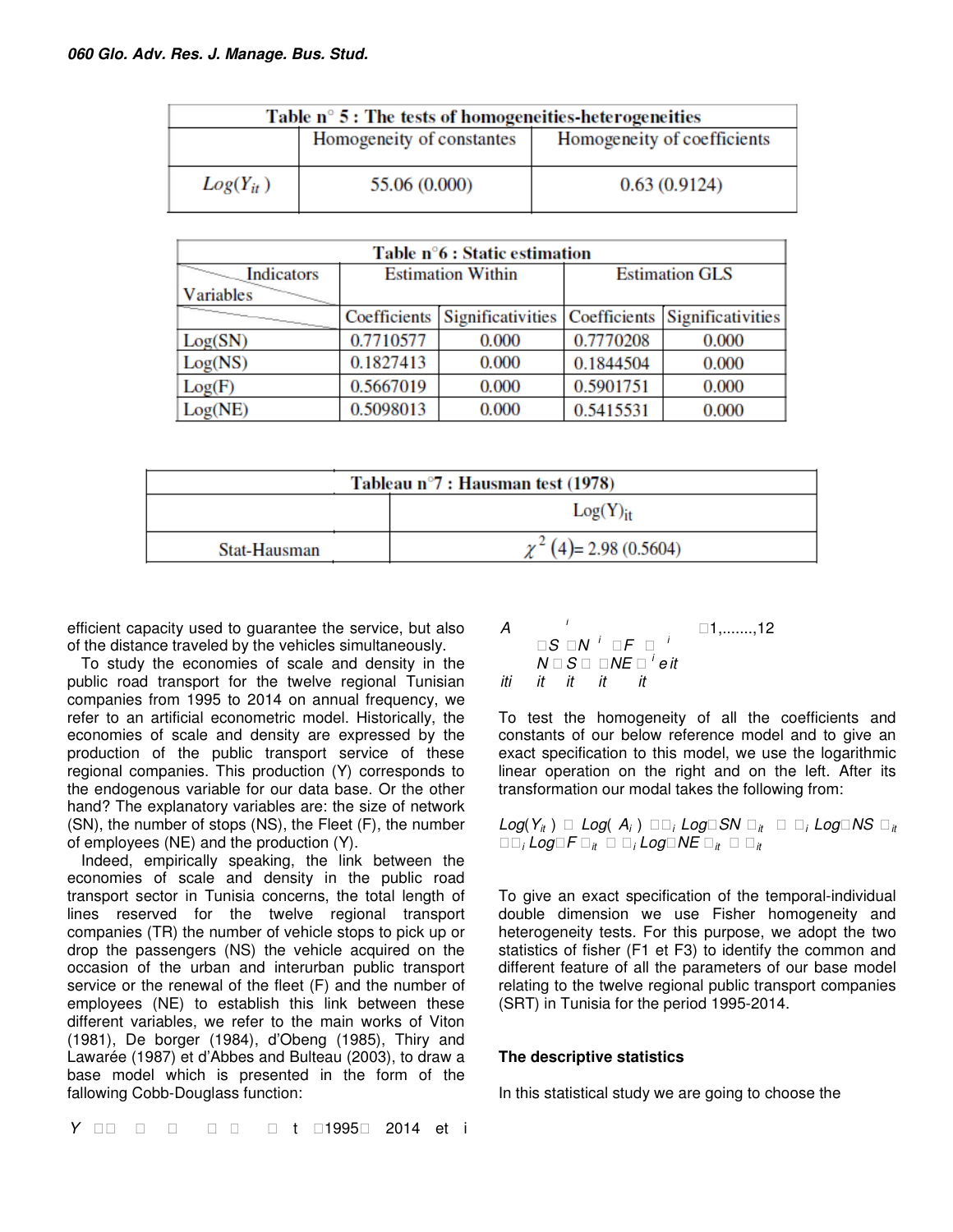| Table n° 5 : The tests of homogeneities-heterogeneities | | |
|---|---|---|
| | Homogeneity of constantes | Homogeneity of coefficients |
| $Log(Y_{it})$ | 55.06 (0.000) | 0.63 (0.9124) |

| Table n°6 : Static estimation | | | | |
|---|---|---|---|---|
| Indicators / Variables | Estimation Within | | Estimation GLS | |
| | Coefficients | Significativities | Coefficients | Significativities |
| Log(SN) | 0.7710577 | 0.000 | 0.7770208 | 0.000 |
| Log(NS) | 0.1827413 | 0.000 | 0.1844504 | 0.000 |
| Log(F) | 0.5667019 | 0.000 | 0.5901751 | 0.000 |
| Log(NE) | 0.5098013 | 0.000 | 0.5415531 | 0.000 |

| Tableau n°7 : Hausman test (1978) | |
|---|---|
| | $Log(Y)_{it}$ |
| Stat-Hausman | $\chi^2(4)$= 2.98 (0.5604) |

efficient capacity used to guarantee the service, but also of the distance traveled by the vehicles simultaneously.

To study the economies of scale and density in the public road transport for the twelve regional Tunisian companies from 1995 to 2014 on annual frequency, we refer to an artificial econometric model. Historically, the economies of scale and density are expressed by the production of the public transport service of these regional companies. This production (Y) corresponds to the endogenous variable for our data base. Or the other hand? The explanatory variables are: the size of network (SN), the number of stops (NS), the Fleet (F), the number of employees (NE) and the production (Y).

Indeed, empirically speaking, the link between the economies of scale and density in the public road transport sector in Tunisia concerns, the total length of lines reserved for the twelve regional transport companies (TR) the number of vehicle stops to pick up or drop the passengers (NS) the vehicle acquired on the occasion of the urban and interurban public transport service or the renewal of the fleet (F) and the number of employees (NE) to establish this link between these different variables, we refer to the main works of Viton (1981), De borger (1984), d'Obeng (1985), Thiry and Lawarée (1987) et d'Abbes and Bulteau (2003), to draw a base model which is presented in the form of the fallowing Cobb-Douglass function:

$$Y_{it} = A_i \, SN_{it}^{\alpha_i} \, NS_{it}^{\beta_i} \, F_{it}^{\gamma_i} \, NE_{it}^{\delta_i} \, e^{\varepsilon_{it}} \quad t = 1995, \dots, 2014 \text{ et } i = 1, \dots, 12$$

To test the homogeneity of all the coefficients and constants of our below reference model and to give an exact specification to this model, we use the logarithmic linear operation on the right and on the left. After its transformation our modal takes the following from:

$$Log(Y_{it}) = Log(A_i) + \alpha_i Log(SN)_{it} + \beta_i Log(NS)_{it} + \gamma_i Log(F)_{it} + \delta_i Log(NE)_{it} + \varepsilon_{it}$$

To give an exact specification of the temporal-individual double dimension we use Fisher homogeneity and heterogeneity tests. For this purpose, we adopt the two statistics of fisher (F1 et F3) to identify the common and different feature of all the parameters of our base model relating to the twelve regional public transport companies (SRT) in Tunisia for the period 1995-2014.

### The descriptive statistics

In this statistical study we are going to choose the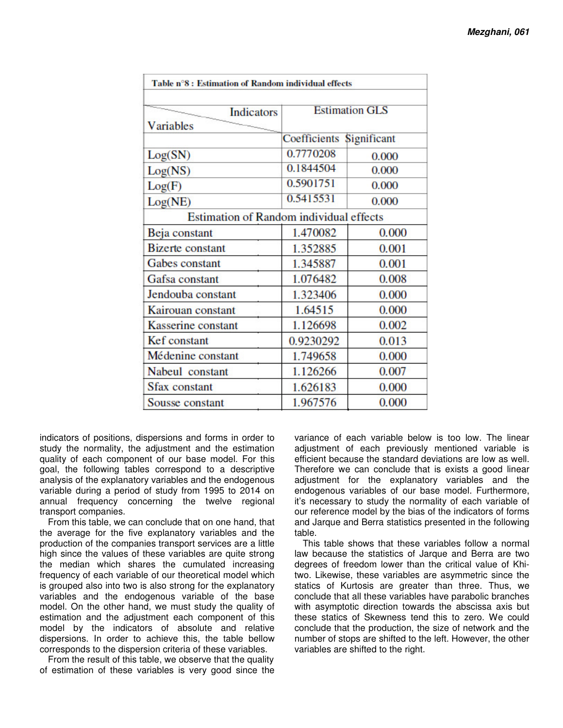| Table n°8 : Estimation of Random individual effects | | |
|---|---|---|
| Indicators / Variables | Estimation GLS | |
| | Coefficients | Significant |
| Log(SN) | 0.7770208 | 0.000 |
| Log(NS) | 0.1844504 | 0.000 |
| Log(F) | 0.5901751 | 0.000 |
| Log(NE) | 0.5415531 | 0.000 |
| Estimation of Random individual effects | | |
| Beja constant | 1.470082 | 0.000 |
| Bizerte constant | 1.352885 | 0.001 |
| Gabes constant | 1.345887 | 0.001 |
| Gafsa constant | 1.076482 | 0.008 |
| Jendouba constant | 1.323406 | 0.000 |
| Kairouan constant | 1.64515 | 0.000 |
| Kasserine constant | 1.126698 | 0.002 |
| Kef constant | 0.9230292 | 0.013 |
| Médenine constant | 1.749658 | 0.000 |
| Nabeul constant | 1.126266 | 0.007 |
| Sfax constant | 1.626183 | 0.000 |
| Sousse constant | 1.967576 | 0.000 |

indicators of positions, dispersions and forms in order to study the normality, the adjustment and the estimation quality of each component of our base model. For this goal, the following tables correspond to a descriptive analysis of the explanatory variables and the endogenous variable during a period of study from 1995 to 2014 on annual frequency concerning the twelve regional transport companies.

From this table, we can conclude that on one hand, that the average for the five explanatory variables and the production of the companies transport services are a little high since the values of these variables are quite strong the median which shares the cumulated increasing frequency of each variable of our theoretical model which is grouped also into two is also strong for the explanatory variables and the endogenous variable of the base model. On the other hand, we must study the quality of estimation and the adjustment each component of this model by the indicators of absolute and relative dispersions. In order to achieve this, the table bellow corresponds to the dispersion criteria of these variables.

From the result of this table, we observe that the quality of estimation of these variables is very good since the variance of each variable below is too low. The linear adjustment of each previously mentioned variable is efficient because the standard deviations are low as well. Therefore we can conclude that is exists a good linear adjustment for the explanatory variables and the endogenous variables of our base model. Furthermore, it's necessary to study the normality of each variable of our reference model by the bias of the indicators of forms and Jarque and Berra statistics presented in the following table.

This table shows that these variables follow a normal law because the statistics of Jarque and Berra are two degrees of freedom lower than the critical value of Khi-two. Likewise, these variables are asymmetric since the statics of Kurtosis are greater than three. Thus, we conclude that all these variables have parabolic branches with asymptotic direction towards the abscissa axis but these statics of Skewness tend this to zero. We could conclude that the production, the size of network and the number of stops are shifted to the left. However, the other variables are shifted to the right.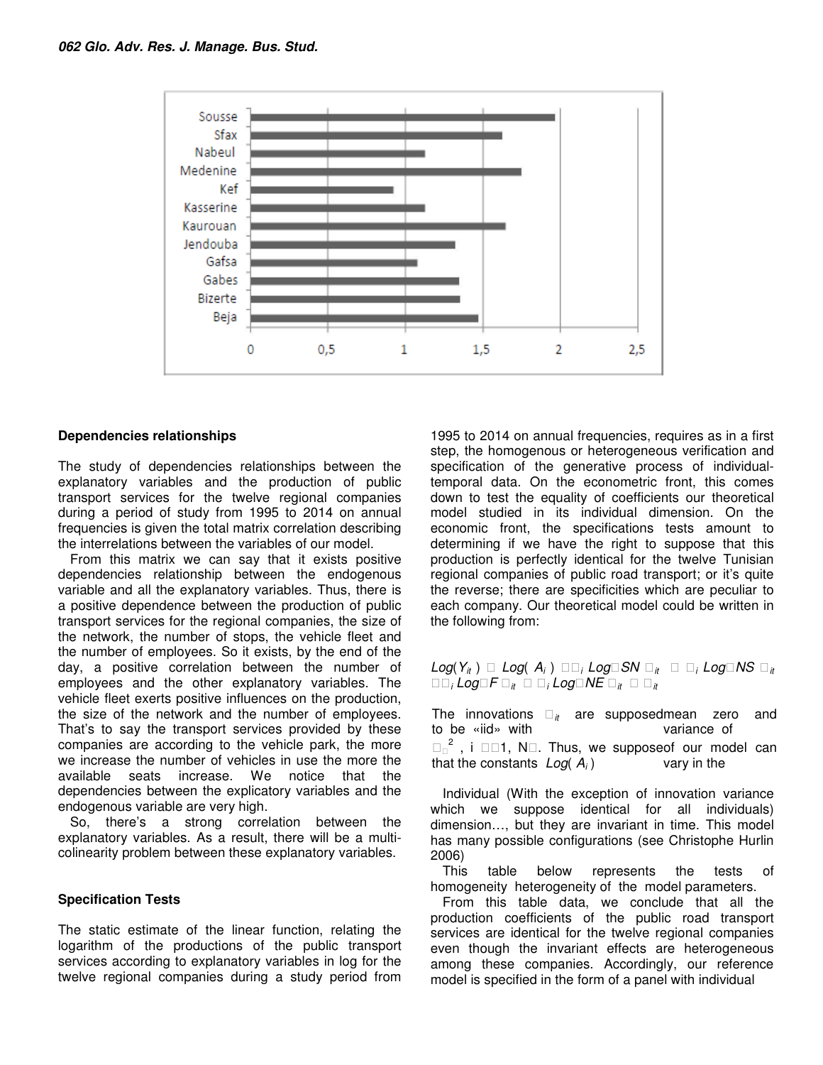## Dependencies relationships

The study of dependencies relationships between the explanatory variables and the production of public transport services for the twelve regional companies during a period of study from 1995 to 2014 on annual frequencies is given the total matrix correlation describing the interrelations between the variables of our model.

From this matrix we can say that it exists positive dependencies relationship between the endogenous variable and all the explanatory variables. Thus, there is a positive dependence between the production of public transport services for the regional companies, the size of the network, the number of stops, the vehicle fleet and the number of employees. So it exists, by the end of the day, a positive correlation between the number of employees and the other explanatory variables. The vehicle fleet exerts positive influences on the production, the size of the network and the number of employees. That's to say the transport services provided by these companies are according to the vehicle park, the more we increase the number of vehicles in use the more the available seats increase. We notice that the dependencies between the explicatory variables and the endogenous variable are very high.

So, there's a strong correlation between the explanatory variables. As a result, there will be a multi-colinearity problem between these explanatory variables.

## Specification Tests

The static estimate of the linear function, relating the logarithm of the productions of the public transport services according to explanatory variables in log for the twelve regional companies during a study period from 1995 to 2014 on annual frequencies, requires as in a first step, the homogenous or heterogeneous verification and specification of the generative process of individual-temporal data. On the econometric front, this comes down to test the equality of coefficients our theoretical model studied in its individual dimension. On the economic front, the specifications tests amount to determining if we have the right to suppose that this production is perfectly identical for the twelve Tunisian regional companies of public road transport; or it's quite the reverse; there are specificities which are peculiar to each company. Our theoretical model could be written in the following from:

$$Log(Y_{it}) = Log(A_i) + \alpha_i Log(SN)_{it} + \beta_i Log(NS)_{it} + \gamma_i Log(F)_{it} + \delta_i Log(NE)_{it} + \varepsilon_{it}$$

The innovations $\varepsilon_{it}$ are supposedmean zero and to be «iid» with variance of $\sigma_{\varepsilon}^2$, $i \in [1, N]$. Thus, we supposeof our model can that the constants $Log(A_i)$ vary in the

Individual (With the exception of innovation variance which we suppose identical for all individuals) dimension…, but they are invariant in time. This model has many possible configurations (see Christophe Hurlin 2006)

This table below represents the tests of homogeneity heterogeneity of the model parameters.

From this table data, we conclude that all the production coefficients of the public road transport services are identical for the twelve regional companies even though the invariant effects are heterogeneous among these companies. Accordingly, our reference model is specified in the form of a panel with individual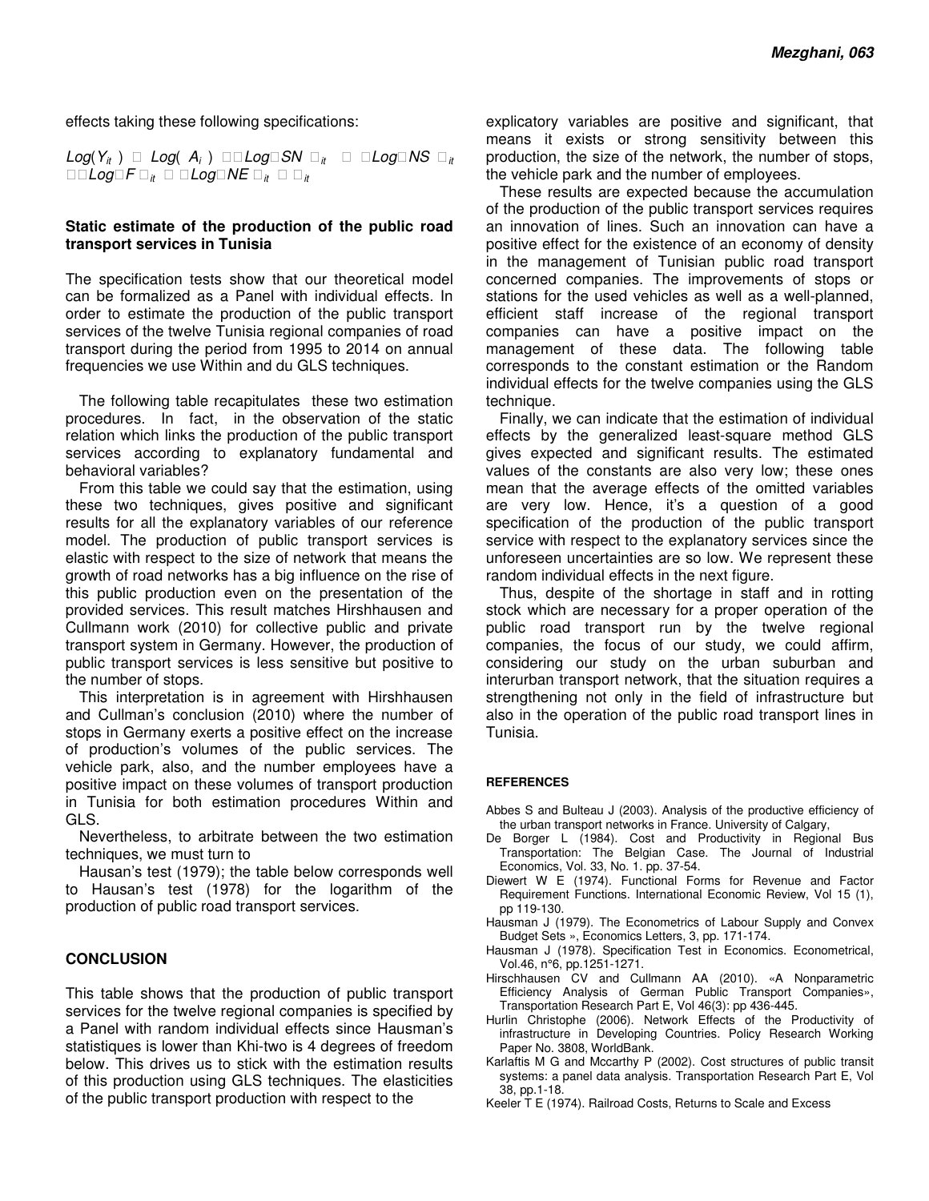effects taking these following specifications:

$$Log(Y_{it}) = Log(A_i) + \alpha Log(SN)_{it} + \beta Log(NS)_{it} + \gamma Log(F)_{it} + \delta Log(NE)_{it} + \varepsilon_{it}$$

### Static estimate of the production of the public road transport services in Tunisia

The specification tests show that our theoretical model can be formalized as a Panel with individual effects. In order to estimate the production of the public transport services of the twelve Tunisia regional companies of road transport during the period from 1995 to 2014 on annual frequencies we use Within and du GLS techniques.

The following table recapitulates these two estimation procedures. In fact, in the observation of the static relation which links the production of the public transport services according to explanatory fundamental and behavioral variables?

From this table we could say that the estimation, using these two techniques, gives positive and significant results for all the explanatory variables of our reference model. The production of public transport services is elastic with respect to the size of network that means the growth of road networks has a big influence on the rise of this public production even on the presentation of the provided services. This result matches Hirshhausen and Cullmann work (2010) for collective public and private transport system in Germany. However, the production of public transport services is less sensitive but positive to the number of stops.

This interpretation is in agreement with Hirshhausen and Cullman's conclusion (2010) where the number of stops in Germany exerts a positive effect on the increase of production's volumes of the public services. The vehicle park, also, and the number employees have a positive impact on these volumes of transport production in Tunisia for both estimation procedures Within and GLS.

Nevertheless, to arbitrate between the two estimation techniques, we must turn to

Hausan's test (1979); the table below corresponds well to Hausan's test (1978) for the logarithm of the production of public road transport services.

## CONCLUSION

This table shows that the production of public transport services for the twelve regional companies is specified by a Panel with random individual effects since Hausman's statistiques is lower than Khi-two is 4 degrees of freedom below. This drives us to stick with the estimation results of this production using GLS techniques. The elasticities of the public transport production with respect to the explicatory variables are positive and significant, that means it exists or strong sensitivity between this production, the size of the network, the number of stops, the vehicle park and the number of employees.

These results are expected because the accumulation of the production of the public transport services requires an innovation of lines. Such an innovation can have a positive effect for the existence of an economy of density in the management of Tunisian public road transport concerned companies. The improvements of stops or stations for the used vehicles as well as a well-planned, efficient staff increase of the regional transport companies can have a positive impact on the management of these data. The following table corresponds to the constant estimation or the Random individual effects for the twelve companies using the GLS technique.

Finally, we can indicate that the estimation of individual effects by the generalized least-square method GLS gives expected and significant results. The estimated values of the constants are also very low; these ones mean that the average effects of the omitted variables are very low. Hence, it's a question of a good specification of the production of the public transport service with respect to the explanatory services since the unforeseen uncertainties are so low. We represent these random individual effects in the next figure.

Thus, despite of the shortage in staff and in rotting stock which are necessary for a proper operation of the public road transport run by the twelve regional companies, the focus of our study, we could affirm, considering our study on the urban suburban and interurban transport network, that the situation requires a strengthening not only in the field of infrastructure but also in the operation of the public road transport lines in Tunisia.

## REFERENCES

Abbes S and Bulteau J (2003). Analysis of the productive efficiency of the urban transport networks in France. University of Calgary,

De Borger L (1984). Cost and Productivity in Regional Bus Transportation: The Belgian Case. The Journal of Industrial Economics, Vol. 33, No. 1. pp. 37-54.

Diewert W E (1974). Functional Forms for Revenue and Factor Requirement Functions. International Economic Review, Vol 15 (1), pp 119-130.

Hausman J (1979). The Econometrics of Labour Supply and Convex Budget Sets », Economics Letters, 3, pp. 171-174.

Hausman J (1978). Specification Test in Economics. Econometrical, Vol.46, n°6, pp.1251-1271.

Hirschhausen CV and Cullmann AA (2010). «A Nonparametric Efficiency Analysis of German Public Transport Companies», Transportation Research Part E, Vol 46(3): pp 436-445.

Hurlin Christophe (2006). Network Effects of the Productivity of infrastructure in Developing Countries. Policy Research Working Paper No. 3808, WorldBank.

Karlaftis M G and Mccarthy P (2002). Cost structures of public transit systems: a panel data analysis. Transportation Research Part E, Vol 38, pp.1-18.

Keeler T E (1974). Railroad Costs, Returns to Scale and Excess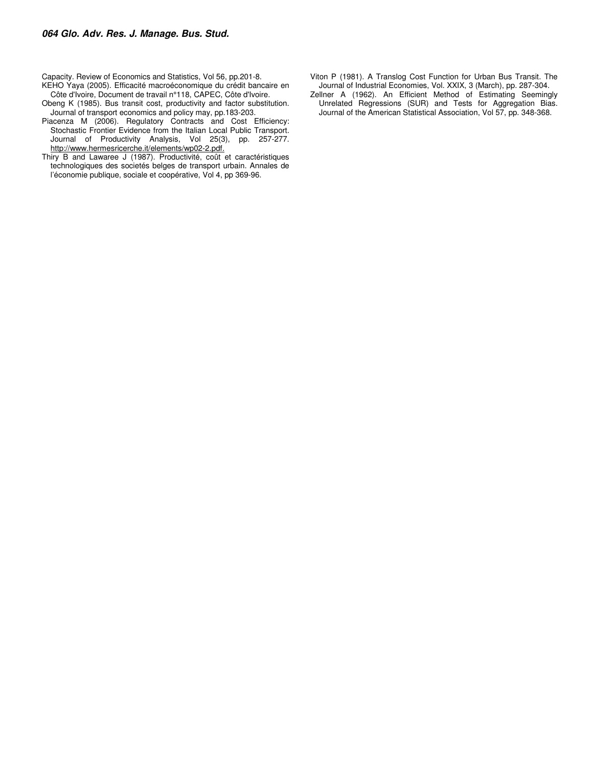Capacity. Review of Economics and Statistics, Vol 56, pp.201-8.

KEHO Yaya (2005). Efficacité macroéconomique du crédit bancaire en Côte d'Ivoire, Document de travail n°118, CAPEC, Côte d'Ivoire.

Obeng K (1985). Bus transit cost, productivity and factor substitution. Journal of transport economics and policy may, pp.183-203.

Piacenza M (2006). Regulatory Contracts and Cost Efficiency: Stochastic Frontier Evidence from the Italian Local Public Transport. Journal of Productivity Analysis, Vol 25(3), pp. 257-277. http://www.hermesricerche.it/elements/wp02-2.pdf.

Thiry B and Lawaree J (1987). Productivité, coût et caractéristiques technologiques des societés belges de transport urbain. Annales de l'économie publique, sociale et coopérative, Vol 4, pp 369-96.

Viton P (1981). A Translog Cost Function for Urban Bus Transit. The Journal of Industrial Economies, Vol. XXIX, 3 (March), pp. 287-304.

Zellner A (1962). An Efficient Method of Estimating Seemingly Unrelated Regressions (SUR) and Tests for Aggregation Bias. Journal of the American Statistical Association, Vol 57, pp. 348-368.